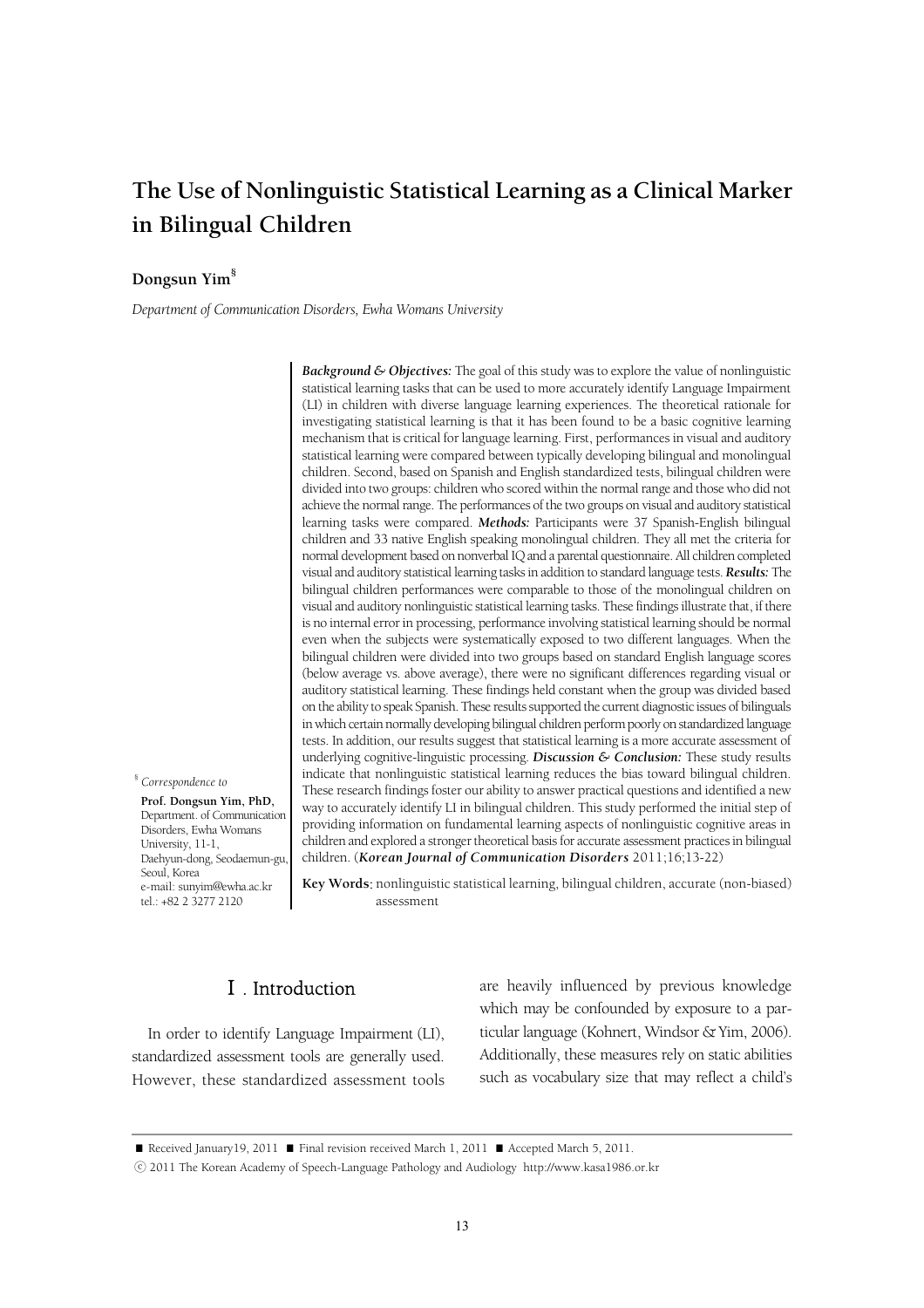# The Use of Nonlinguistic Statistical Learning as a Clinical Marker in Bilingual Children

**Dongsun Yim**[§]

*Department of Communication Disorders, Ewha Womans University*

***Background & Objectives:*** The goal of this study was to explore the value of nonlinguistic statistical learning tasks that can be used to more accurately identify Language Impairment (LI) in children with diverse language learning experiences. The theoretical rationale for investigating statistical learning is that it has been found to be a basic cognitive learning mechanism that is critical for language learning. First, performances in visual and auditory statistical learning were compared between typically developing bilingual and monolingual children. Second, based on Spanish and English standardized tests, bilingual children were divided into two groups: children who scored within the normal range and those who did not achieve the normal range. The performances of the two groups on visual and auditory statistical learning tasks were compared. ***Methods:*** Participants were 37 Spanish-English bilingual children and 33 native English speaking monolingual children. They all met the criteria for normal development based on nonverbal IQ and a parental questionnaire. All children completed visual and auditory statistical learning tasks in addition to standard language tests. ***Results:*** The bilingual children performances were comparable to those of the monolingual children on visual and auditory nonlinguistic statistical learning tasks. These findings illustrate that, if there is no internal error in processing, performance involving statistical learning should be normal even when the subjects were systematically exposed to two different languages. When the bilingual children were divided into two groups based on standard English language scores (below average vs. above average), there were no significant differences regarding visual or auditory statistical learning. These findings held constant when the group was divided based on the ability to speak Spanish. These results supported the current diagnostic issues of bilinguals in which certain normally developing bilingual children perform poorly on standardized language tests. In addition, our results suggest that statistical learning is a more accurate assessment of underlying cognitive-linguistic processing. ***Discussion & Conclusion:*** These study results indicate that nonlinguistic statistical learning reduces the bias toward bilingual children. These research findings foster our ability to answer practical questions and identified a new way to accurately identify LI in bilingual children. This study performed the initial step of providing information on fundamental learning aspects of nonlinguistic cognitive areas in children and explored a stronger theoretical basis for accurate assessment practices in bilingual children. (***Korean Journal of Communication Disorders*** 2011;16;13-22)

**Key Words:** nonlinguistic statistical learning, bilingual children, accurate (non-biased) assessment

[§] *Correspondence to*

**Prof. Dongsun Yim, PhD,**
Department. of Communication Disorders, Ewha Womans University, 11-1, Daehyun-dong, Seodaemun-gu, Seoul, Korea
e-mail: sunyim@ewha.ac.kr
tel.: +82 2 3277 2120

## Ⅰ. Introduction

In order to identify Language Impairment (LI), standardized assessment tools are generally used. However, these standardized assessment tools are heavily influenced by previous knowledge which may be confounded by exposure to a particular language (Kohnert, Windsor & Yim, 2006). Additionally, these measures rely on static abilities such as vocabulary size that may reflect a child's

■ Received January19, 2011 ■ Final revision received March 1, 2011 ■ Accepted March 5, 2011.

ⓒ 2011 The Korean Academy of Speech-Language Pathology and Audiology http://www.kasa1986.or.kr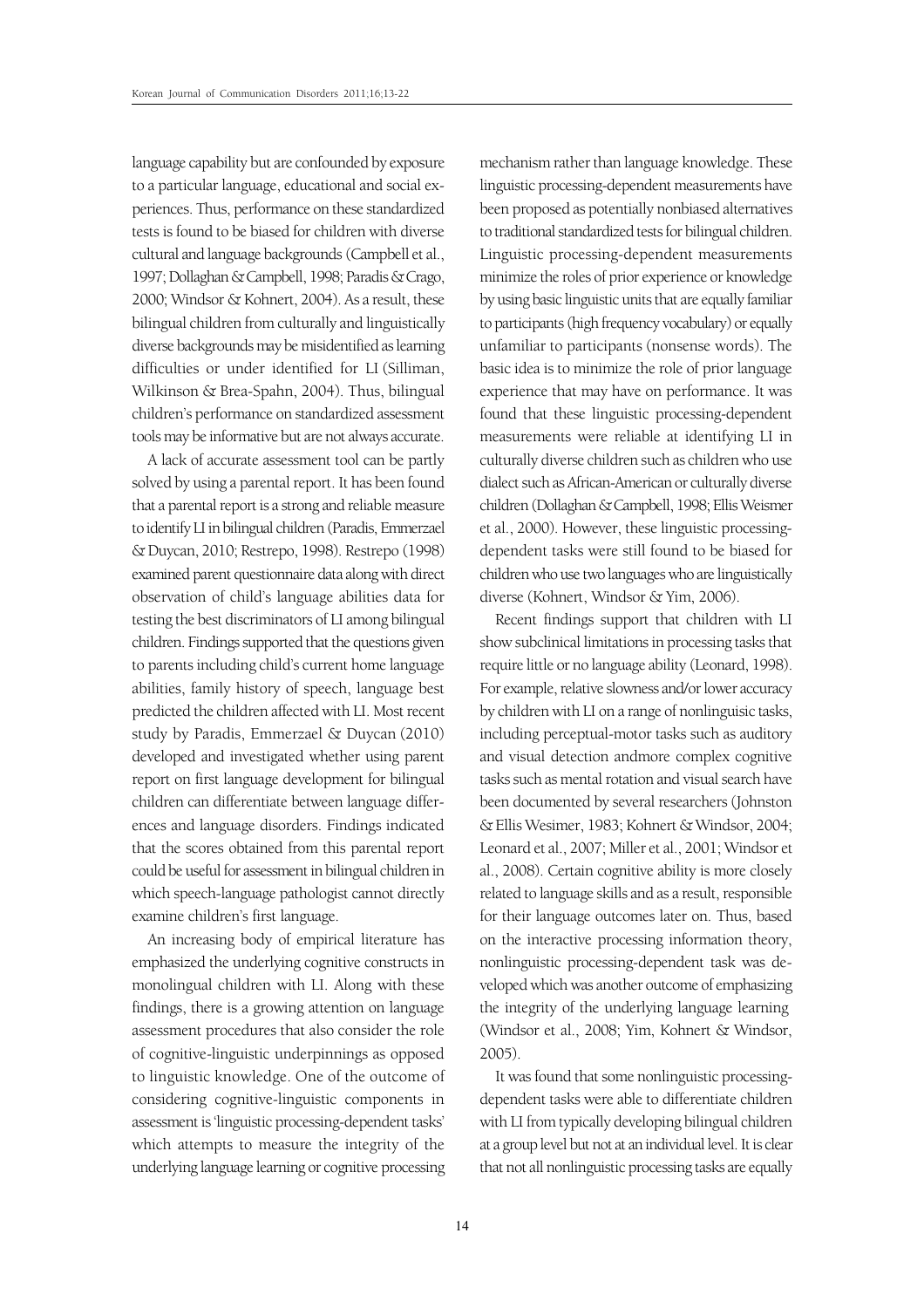language capability but are confounded by exposure to a particular language, educational and social experiences. Thus, performance on these standardized tests is found to be biased for children with diverse cultural and language backgrounds (Campbell et al., 1997; Dollaghan & Campbell, 1998; Paradis & Crago, 2000; Windsor & Kohnert, 2004). As a result, these bilingual children from culturally and linguistically diverse backgrounds may be misidentified as learning difficulties or under identified for LI (Silliman, Wilkinson & Brea-Spahn, 2004). Thus, bilingual children's performance on standardized assessment tools may be informative but are not always accurate.

A lack of accurate assessment tool can be partly solved by using a parental report. It has been found that a parental report is a strong and reliable measure to identify LI in bilingual children (Paradis, Emmerzael & Duycan, 2010; Restrepo, 1998). Restrepo (1998) examined parent questionnaire data along with direct observation of child's language abilities data for testing the best discriminators of LI among bilingual children. Findings supported that the questions given to parents including child's current home language abilities, family history of speech, language best predicted the children affected with LI. Most recent study by Paradis, Emmerzael & Duycan (2010) developed and investigated whether using parent report on first language development for bilingual children can differentiate between language differences and language disorders. Findings indicated that the scores obtained from this parental report could be useful for assessment in bilingual children in which speech-language pathologist cannot directly examine children's first language.

An increasing body of empirical literature has emphasized the underlying cognitive constructs in monolingual children with LI. Along with these findings, there is a growing attention on language assessment procedures that also consider the role of cognitive-linguistic underpinnings as opposed to linguistic knowledge. One of the outcome of considering cognitive-linguistic components in assessment is 'linguistic processing-dependent tasks' which attempts to measure the integrity of the underlying language learning or cognitive processing mechanism rather than language knowledge. These linguistic processing-dependent measurements have been proposed as potentially nonbiased alternatives to traditional standardized tests for bilingual children. Linguistic processing-dependent measurements minimize the roles of prior experience or knowledge by using basic linguistic units that are equally familiar to participants (high frequency vocabulary) or equally unfamiliar to participants (nonsense words). The basic idea is to minimize the role of prior language experience that may have on performance. It was found that these linguistic processing-dependent measurements were reliable at identifying LI in culturally diverse children such as children who use dialect such as African-American or culturally diverse children (Dollaghan & Campbell, 1998; Ellis Weismer et al., 2000). However, these linguistic processing-dependent tasks were still found to be biased for children who use two languages who are linguistically diverse (Kohnert, Windsor & Yim, 2006).

Recent findings support that children with LI show subclinical limitations in processing tasks that require little or no language ability (Leonard, 1998). For example, relative slowness and/or lower accuracy by children with LI on a range of nonlinguisic tasks, including perceptual-motor tasks such as auditory and visual detection andmore complex cognitive tasks such as mental rotation and visual search have been documented by several researchers (Johnston & Ellis Wesimer, 1983; Kohnert & Windsor, 2004; Leonard et al., 2007; Miller et al., 2001; Windsor et al., 2008). Certain cognitive ability is more closely related to language skills and as a result, responsible for their language outcomes later on. Thus, based on the interactive processing information theory, nonlinguistic processing-dependent task was developed which was another outcome of emphasizing the integrity of the underlying language learning (Windsor et al., 2008; Yim, Kohnert & Windsor, 2005).

It was found that some nonlinguistic processing-dependent tasks were able to differentiate children with LI from typically developing bilingual children at a group level but not at an individual level. It is clear that not all nonlinguistic processing tasks are equally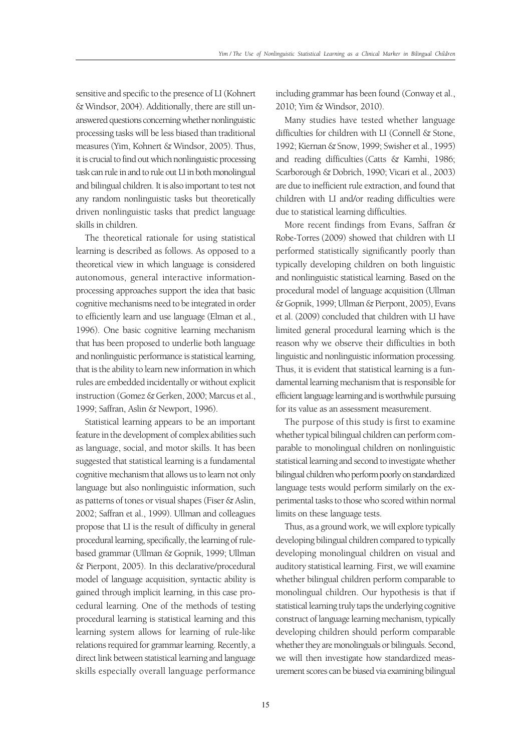sensitive and specific to the presence of LI (Kohnert & Windsor, 2004). Additionally, there are still unanswered questions concerning whether nonlinguistic processing tasks will be less biased than traditional measures (Yim, Kohnert & Windsor, 2005). Thus, it is crucial to find out which nonlinguistic processing task can rule in and to rule out LI in both monolingual and bilingual children. It is also important to test not any random nonlinguistic tasks but theoretically driven nonlinguistic tasks that predict language skills in children.

The theoretical rationale for using statistical learning is described as follows. As opposed to a theoretical view in which language is considered autonomous, general interactive information-processing approaches support the idea that basic cognitive mechanisms need to be integrated in order to efficiently learn and use language (Elman et al., 1996). One basic cognitive learning mechanism that has been proposed to underlie both language and nonlinguistic performance is statistical learning, that is the ability to learn new information in which rules are embedded incidentally or without explicit instruction (Gomez & Gerken, 2000; Marcus et al., 1999; Saffran, Aslin & Newport, 1996).

Statistical learning appears to be an important feature in the development of complex abilities such as language, social, and motor skills. It has been suggested that statistical learning is a fundamental cognitive mechanism that allows us to learn not only language but also nonlinguistic information, such as patterns of tones or visual shapes (Fiser & Aslin, 2002; Saffran et al., 1999). Ullman and colleagues propose that LI is the result of difficulty in general procedural learning, specifically, the learning of rule-based grammar (Ullman & Gopnik, 1999; Ullman & Pierpont, 2005). In this declarative/procedural model of language acquisition, syntactic ability is gained through implicit learning, in this case procedural learning. One of the methods of testing procedural learning is statistical learning and this learning system allows for learning of rule-like relations required for grammar learning. Recently, a direct link between statistical learning and language skills especially overall language performance including grammar has been found (Conway et al., 2010; Yim & Windsor, 2010).

Many studies have tested whether language difficulties for children with LI (Connell & Stone, 1992; Kiernan & Snow, 1999; Swisher et al., 1995) and reading difficulties (Catts & Kamhi, 1986; Scarborough & Dobrich, 1990; Vicari et al., 2003) are due to inefficient rule extraction, and found that children with LI and/or reading difficulties were due to statistical learning difficulties.

More recent findings from Evans, Saffran & Robe-Torres (2009) showed that children with LI performed statistically significantly poorly than typically developing children on both linguistic and nonlinguistic statistical learning. Based on the procedural model of language acquisition (Ullman & Gopnik, 1999; Ullman & Pierpont, 2005), Evans et al. (2009) concluded that children with LI have limited general procedural learning which is the reason why we observe their difficulties in both linguistic and nonlinguistic information processing. Thus, it is evident that statistical learning is a fundamental learning mechanism that is responsible for efficient language learning and is worthwhile pursuing for its value as an assessment measurement.

The purpose of this study is first to examine whether typical bilingual children can perform comparable to monolingual children on nonlinguistic statistical learning and second to investigate whether bilingual children who perform poorly on standardized language tests would perform similarly on the experimental tasks to those who scored within normal limits on these language tests.

Thus, as a ground work, we will explore typically developing bilingual children compared to typically developing monolingual children on visual and auditory statistical learning. First, we will examine whether bilingual children perform comparable to monolingual children. Our hypothesis is that if statistical learning truly taps the underlying cognitive construct of language learning mechanism, typically developing children should perform comparable whether they are monolinguals or bilinguals. Second, we will then investigate how standardized measurement scores can be biased via examining bilingual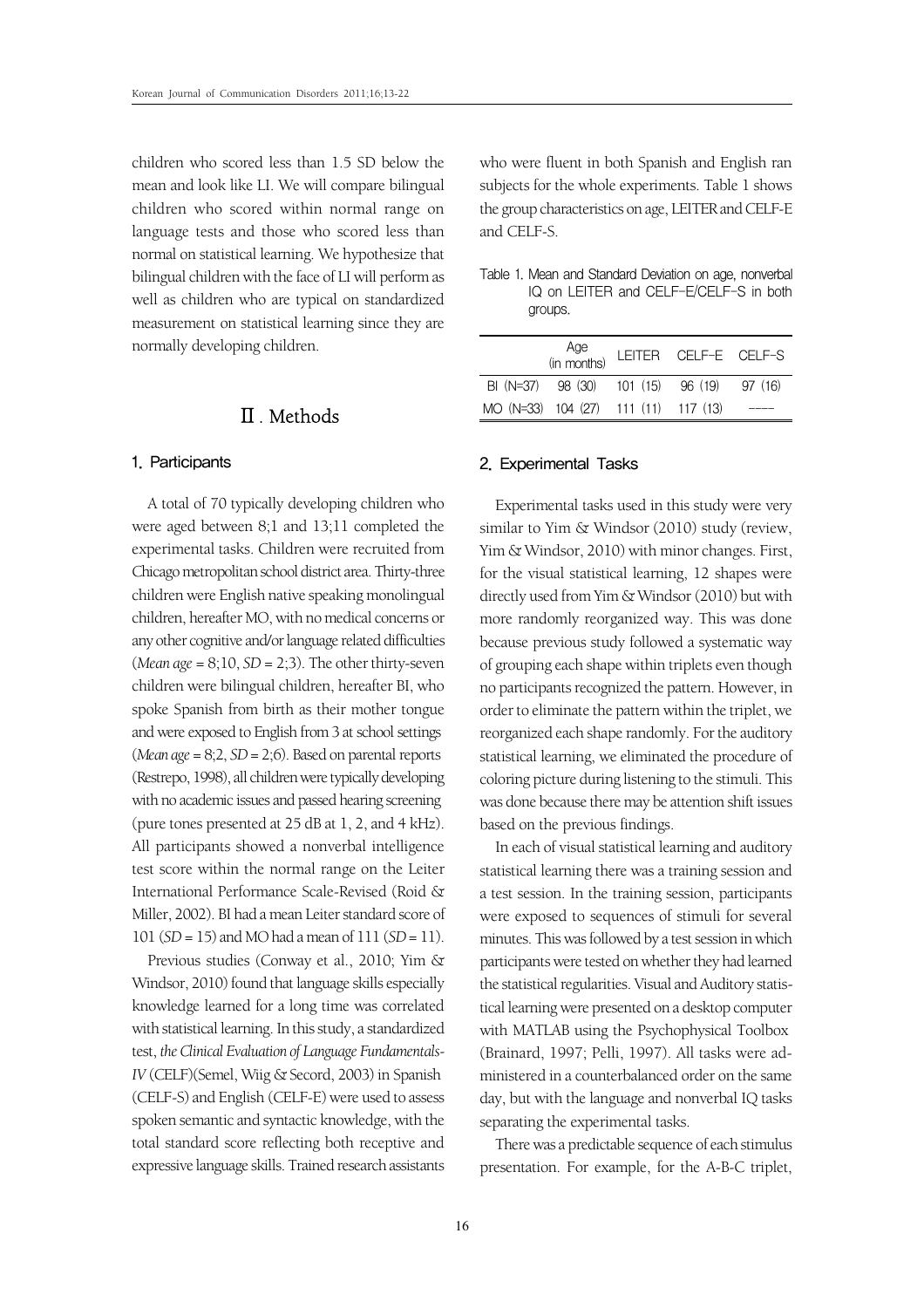children who scored less than 1.5 SD below the mean and look like LI. We will compare bilingual children who scored within normal range on language tests and those who scored less than normal on statistical learning. We hypothesize that bilingual children with the face of LI will perform as well as children who are typical on standardized measurement on statistical learning since they are normally developing children.

## Ⅱ. Methods

### 1. Participants

A total of 70 typically developing children who were aged between 8;1 and 13;11 completed the experimental tasks. Children were recruited from Chicago metropolitan school district area. Thirty-three children were English native speaking monolingual children, hereafter MO, with no medical concerns or any other cognitive and/or language related difficulties (*Mean age* = 8;10, *SD* = 2;3). The other thirty-seven children were bilingual children, hereafter BI, who spoke Spanish from birth as their mother tongue and were exposed to English from 3 at school settings (*Mean age* = 8;2, *SD* = 2;6). Based on parental reports (Restrepo, 1998), all children were typically developing with no academic issues and passed hearing screening (pure tones presented at 25 dB at 1, 2, and 4 kHz). All participants showed a nonverbal intelligence test score within the normal range on the Leiter International Performance Scale-Revised (Roid & Miller, 2002). BI had a mean Leiter standard score of 101 (*SD* = 15) and MO had a mean of 111 (*SD* = 11).

Previous studies (Conway et al., 2010; Yim & Windsor, 2010) found that language skills especially knowledge learned for a long time was correlated with statistical learning. In this study, a standardized test, *the Clinical Evaluation of Language Fundamentals-IV* (CELF)(Semel, Wiig & Secord, 2003) in Spanish (CELF-S) and English (CELF-E) were used to assess spoken semantic and syntactic knowledge, with the total standard score reflecting both receptive and expressive language skills. Trained research assistants who were fluent in both Spanish and English ran subjects for the whole experiments. Table 1 shows the group characteristics on age, LEITER and CELF-E and CELF-S.

Table 1. Mean and Standard Deviation on age, nonverbal IQ on LEITER and CELF-E/CELF-S in both groups.

| | Age (in months) | LEITER | CELF-E | CELF-S |
|---|---|---|---|---|
| BI (N=37) | 98 (30) | 101 (15) | 96 (19) | 97 (16) |
| MO (N=33) | 104 (27) | 111 (11) | 117 (13) | ---- |

### 2. Experimental Tasks

Experimental tasks used in this study were very similar to Yim & Windsor (2010) study (review, Yim & Windsor, 2010) with minor changes. First, for the visual statistical learning, 12 shapes were directly used from Yim & Windsor (2010) but with more randomly reorganized way. This was done because previous study followed a systematic way of grouping each shape within triplets even though no participants recognized the pattern. However, in order to eliminate the pattern within the triplet, we reorganized each shape randomly. For the auditory statistical learning, we eliminated the procedure of coloring picture during listening to the stimuli. This was done because there may be attention shift issues based on the previous findings.

In each of visual statistical learning and auditory statistical learning there was a training session and a test session. In the training session, participants were exposed to sequences of stimuli for several minutes. This was followed by a test session in which participants were tested on whether they had learned the statistical regularities. Visual and Auditory statistical learning were presented on a desktop computer with MATLAB using the Psychophysical Toolbox (Brainard, 1997; Pelli, 1997). All tasks were administered in a counterbalanced order on the same day, but with the language and nonverbal IQ tasks separating the experimental tasks.

There was a predictable sequence of each stimulus presentation. For example, for the A-B-C triplet,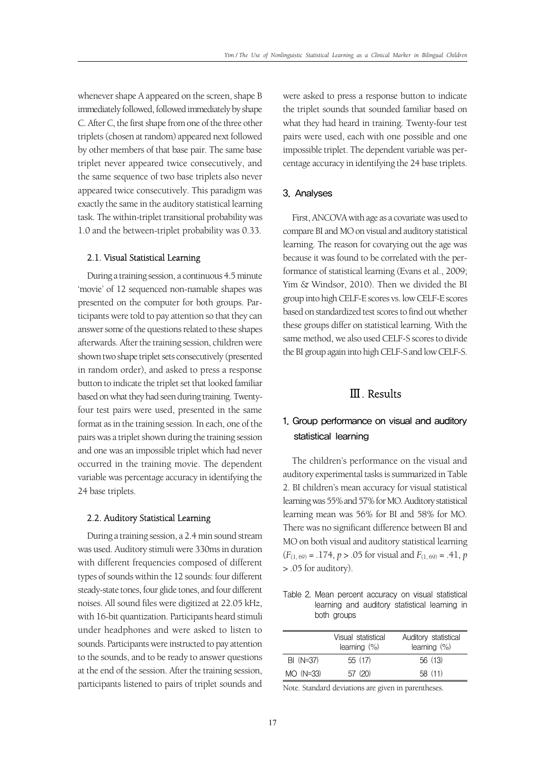whenever shape A appeared on the screen, shape B immediately followed, followed immediately by shape C. After C, the first shape from one of the three other triplets (chosen at random) appeared next followed by other members of that base pair. The same base triplet never appeared twice consecutively, and the same sequence of two base triplets also never appeared twice consecutively. This paradigm was exactly the same in the auditory statistical learning task. The within-triplet transitional probability was 1.0 and the between-triplet probability was 0.33.

#### 2.1. Visual Statistical Learning

During a training session, a continuous 4.5 minute 'movie' of 12 sequenced non-namable shapes was presented on the computer for both groups. Participants were told to pay attention so that they can answer some of the questions related to these shapes afterwards. After the training session, children were shown two shape triplet sets consecutively (presented in random order), and asked to press a response button to indicate the triplet set that looked familiar based on what they had seen during training. Twenty-four test pairs were used, presented in the same format as in the training session. In each, one of the pairs was a triplet shown during the training session and one was an impossible triplet which had never occurred in the training movie. The dependent variable was percentage accuracy in identifying the 24 base triplets.

#### 2.2. Auditory Statistical Learning

During a training session, a 2.4 min sound stream was used. Auditory stimuli were 330ms in duration with different frequencies composed of different types of sounds within the 12 sounds: four different steady-state tones, four glide tones, and four different noises. All sound files were digitized at 22.05 kHz, with 16-bit quantization. Participants heard stimuli under headphones and were asked to listen to sounds. Participants were instructed to pay attention to the sounds, and to be ready to answer questions at the end of the session. After the training session, participants listened to pairs of triplet sounds and were asked to press a response button to indicate the triplet sounds that sounded familiar based on what they had heard in training. Twenty-four test pairs were used, each with one possible and one impossible triplet. The dependent variable was percentage accuracy in identifying the 24 base triplets.

### 3. Analyses

First, ANCOVA with age as a covariate was used to compare BI and MO on visual and auditory statistical learning. The reason for covarying out the age was because it was found to be correlated with the performance of statistical learning (Evans et al., 2009; Yim & Windsor, 2010). Then we divided the BI group into high CELF-E scores vs. low CELF-E scores based on standardized test scores to find out whether these groups differ on statistical learning. With the same method, we also used CELF-S scores to divide the BI group again into high CELF-S and low CELF-S.

## Ⅲ. Results

### 1. Group performance on visual and auditory statistical learning

The children's performance on the visual and auditory experimental tasks is summarized in Table 2. BI children's mean accuracy for visual statistical learning was 55% and 57% for MO. Auditory statistical learning mean was 56% for BI and 58% for MO. There was no significant difference between BI and MO on both visual and auditory statistical learning ($F_{(1, 69)} = .174$, $p > .05$ for visual and $F_{(1, 69)} = .41$, $p > .05$ for auditory).

Table 2. Mean percent accuracy on visual statistical learning and auditory statistical learning in both groups

| | Visual statistical learning (%) | Auditory statistical learning (%) |
|---|---|---|
| BI (N=37) | 55 (17) | 56 (13) |
| MO (N=33) | 57 (20) | 58 (11) |

Note. Standard deviations are given in parentheses.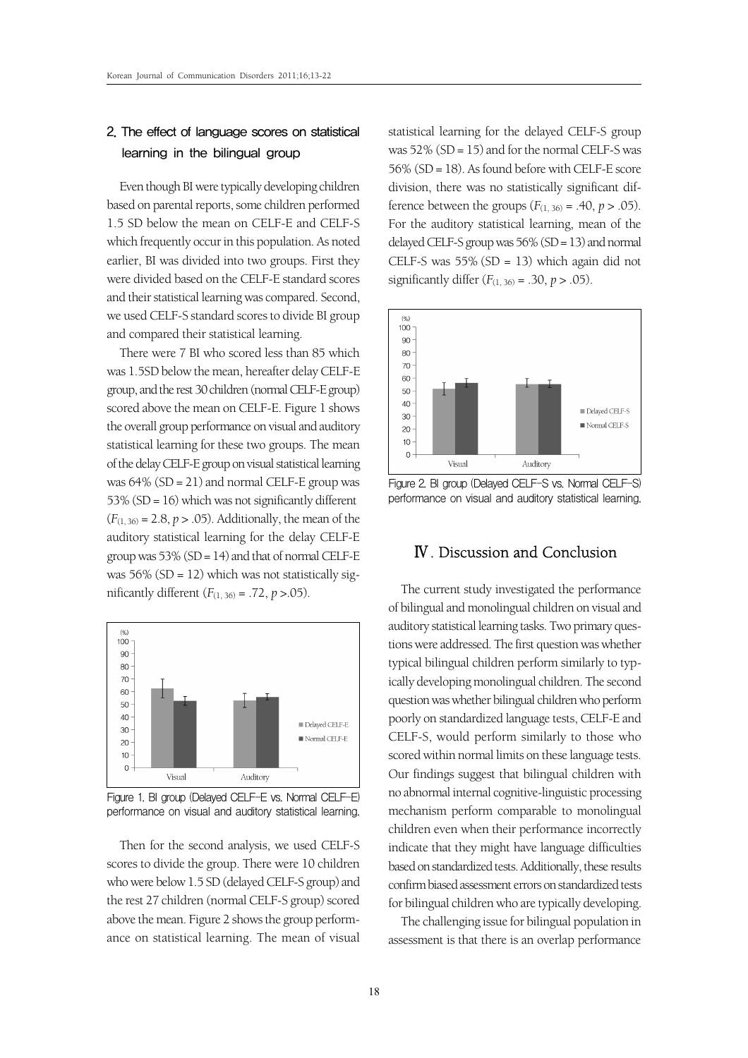## 2. The effect of language scores on statistical learning in the bilingual group

Even though BI were typically developing children based on parental reports, some children performed 1.5 SD below the mean on CELF-E and CELF-S which frequently occur in this population. As noted earlier, BI was divided into two groups. First they were divided based on the CELF-E standard scores and their statistical learning was compared. Second, we used CELF-S standard scores to divide BI group and compared their statistical learning.

There were 7 BI who scored less than 85 which was 1.5SD below the mean, hereafter delay CELF-E group, and the rest 30 children (normal CELF-E group) scored above the mean on CELF-E. Figure 1 shows the overall group performance on visual and auditory statistical learning for these two groups. The mean of the delay CELF-E group on visual statistical learning was 64% (SD = 21) and normal CELF-E group was 53% (SD = 16) which was not significantly different ($F_{(1, 36)} = 2.8$, $p > .05$). Additionally, the mean of the auditory statistical learning for the delay CELF-E group was 53% (SD = 14) and that of normal CELF-E was 56% (SD = 12) which was not statistically significantly different ($F_{(1, 36)} = .72$, $p > .05$).

Figure 1. BI group (Delayed CELF-E vs. Normal CELF-E) performance on visual and auditory statistical learning.

Then for the second analysis, we used CELF-S scores to divide the group. There were 10 children who were below 1.5 SD (delayed CELF-S group) and the rest 27 children (normal CELF-S group) scored above the mean. Figure 2 shows the group performance on statistical learning. The mean of visual statistical learning for the delayed CELF-S group was 52% (SD = 15) and for the normal CELF-S was 56% (SD = 18). As found before with CELF-E score division, there was no statistically significant difference between the groups ($F_{(1, 36)} = .40$, $p > .05$). For the auditory statistical learning, mean of the delayed CELF-S group was 56% (SD = 13) and normal CELF-S was 55% (SD = 13) which again did not significantly differ ($F_{(1, 36)} = .30$, $p > .05$).

Figure 2. BI group (Delayed CELF-S vs. Normal CELF-S) performance on visual and auditory statistical learning.

# Ⅳ. Discussion and Conclusion

The current study investigated the performance of bilingual and monolingual children on visual and auditory statistical learning tasks. Two primary questions were addressed. The first question was whether typical bilingual children perform similarly to typically developing monolingual children. The second question was whether bilingual children who perform poorly on standardized language tests, CELF-E and CELF-S, would perform similarly to those who scored within normal limits on these language tests. Our findings suggest that bilingual children with no abnormal internal cognitive-linguistic processing mechanism perform comparable to monolingual children even when their performance incorrectly indicate that they might have language difficulties based on standardized tests. Additionally, these results confirm biased assessment errors on standardized tests for bilingual children who are typically developing.

The challenging issue for bilingual population in assessment is that there is an overlap performance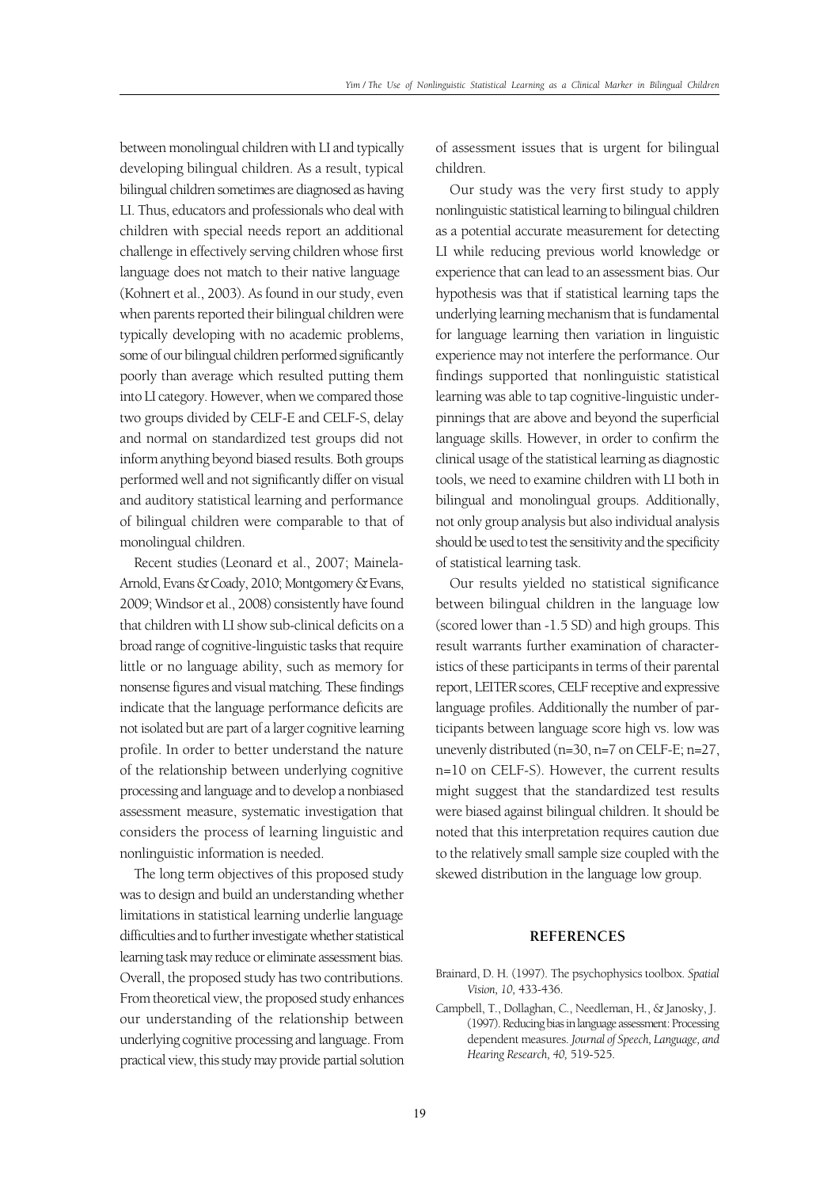between monolingual children with LI and typically developing bilingual children. As a result, typical bilingual children sometimes are diagnosed as having LI. Thus, educators and professionals who deal with children with special needs report an additional challenge in effectively serving children whose first language does not match to their native language (Kohnert et al., 2003). As found in our study, even when parents reported their bilingual children were typically developing with no academic problems, some of our bilingual children performed significantly poorly than average which resulted putting them into LI category. However, when we compared those two groups divided by CELF-E and CELF-S, delay and normal on standardized test groups did not inform anything beyond biased results. Both groups performed well and not significantly differ on visual and auditory statistical learning and performance of bilingual children were comparable to that of monolingual children.

Recent studies (Leonard et al., 2007; Mainela-Arnold, Evans & Coady, 2010; Montgomery & Evans, 2009; Windsor et al., 2008) consistently have found that children with LI show sub-clinical deficits on a broad range of cognitive-linguistic tasks that require little or no language ability, such as memory for nonsense figures and visual matching. These findings indicate that the language performance deficits are not isolated but are part of a larger cognitive learning profile. In order to better understand the nature of the relationship between underlying cognitive processing and language and to develop a nonbiased assessment measure, systematic investigation that considers the process of learning linguistic and nonlinguistic information is needed.

The long term objectives of this proposed study was to design and build an understanding whether limitations in statistical learning underlie language difficulties and to further investigate whether statistical learning task may reduce or eliminate assessment bias. Overall, the proposed study has two contributions. From theoretical view, the proposed study enhances our understanding of the relationship between underlying cognitive processing and language. From practical view, this study may provide partial solution of assessment issues that is urgent for bilingual children.

Our study was the very first study to apply nonlinguistic statistical learning to bilingual children as a potential accurate measurement for detecting LI while reducing previous world knowledge or experience that can lead to an assessment bias. Our hypothesis was that if statistical learning taps the underlying learning mechanism that is fundamental for language learning then variation in linguistic experience may not interfere the performance. Our findings supported that nonlinguistic statistical learning was able to tap cognitive-linguistic underpinnings that are above and beyond the superficial language skills. However, in order to confirm the clinical usage of the statistical learning as diagnostic tools, we need to examine children with LI both in bilingual and monolingual groups. Additionally, not only group analysis but also individual analysis should be used to test the sensitivity and the specificity of statistical learning task.

Our results yielded no statistical significance between bilingual children in the language low (scored lower than -1.5 SD) and high groups. This result warrants further examination of characteristics of these participants in terms of their parental report, LEITER scores, CELF receptive and expressive language profiles. Additionally the number of participants between language score high vs. low was unevenly distributed (n=30, n=7 on CELF-E; n=27, n=10 on CELF-S). However, the current results might suggest that the standardized test results were biased against bilingual children. It should be noted that this interpretation requires caution due to the relatively small sample size coupled with the skewed distribution in the language low group.

## REFERENCES

Brainard, D. H. (1997). The psychophysics toolbox. *Spatial Vision, 10*, 433-436.

Campbell, T., Dollaghan, C., Needleman, H., & Janosky, J. (1997). Reducing bias in language assessment: Processing dependent measures. *Journal of Speech, Language, and Hearing Research, 40,* 519-525.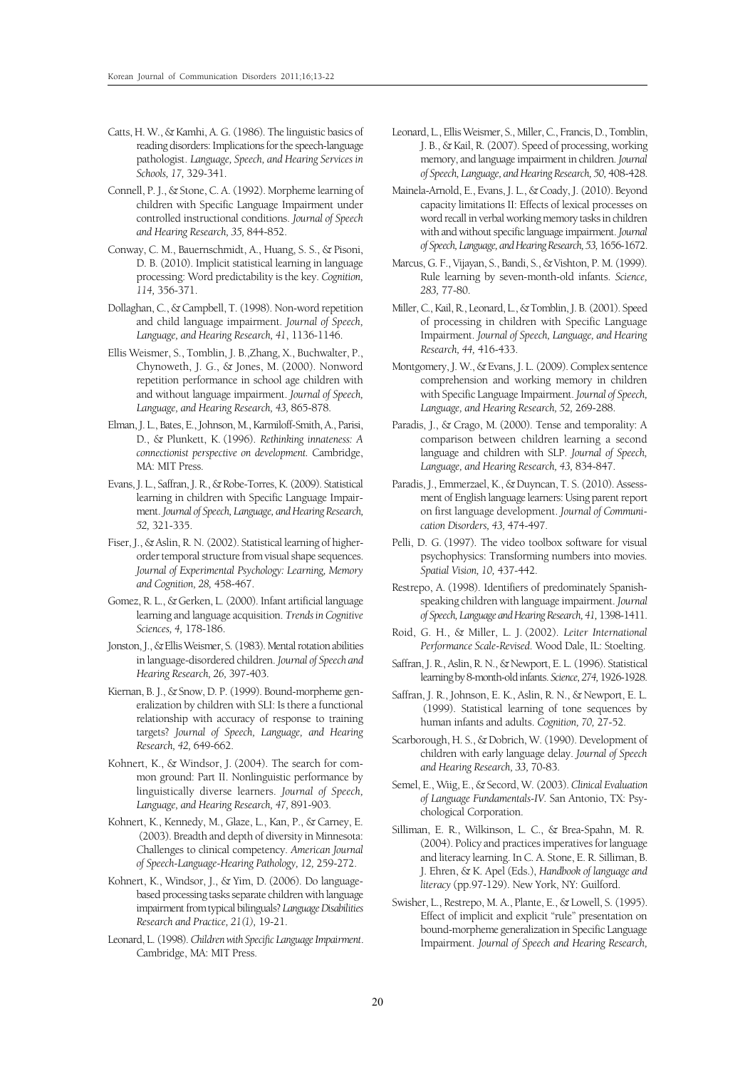Catts, H. W., & Kamhi, A. G. (1986). The linguistic basics of reading disorders: Implications for the speech-language pathologist. *Language, Speech, and Hearing Services in Schools, 17,* 329-341.

Connell, P. J., & Stone, C. A. (1992). Morpheme learning of children with Specific Language Impairment under controlled instructional conditions. *Journal of Speech and Hearing Research, 35,* 844-852.

Conway, C. M., Bauernschmidt, A., Huang, S. S., & Pisoni, D. B. (2010). Implicit statistical learning in language processing: Word predictability is the key. *Cognition, 114,* 356-371.

Dollaghan, C., & Campbell, T. (1998). Non-word repetition and child language impairment. *Journal of Speech, Language, and Hearing Research, 41,* 1136-1146.

Ellis Weismer, S., Tomblin, J. B.,Zhang, X., Buchwalter, P., Chynoweth, J. G., & Jones, M. (2000). Nonword repetition performance in school age children with and without language impairment. *Journal of Speech, Language, and Hearing Research, 43,* 865-878.

Elman, J. L., Bates, E., Johnson, M., Karmiloff-Smith, A., Parisi, D., & Plunkett, K. (1996). *Rethinking innateness: A connectionist perspective on development.* Cambridge, MA: MIT Press.

Evans, J. L., Saffran, J. R., & Robe-Torres, K. (2009). Statistical learning in children with Specific Language Impairment. *Journal of Speech, Language, and Hearing Research, 52,* 321-335.

Fiser, J., & Aslin, R. N. (2002). Statistical learning of higher-order temporal structure from visual shape sequences. *Journal of Experimental Psychology: Learning, Memory and Cognition, 28,* 458-467.

Gomez, R. L., & Gerken, L. (2000). Infant artificial language learning and language acquisition. *Trends in Cognitive Sciences, 4,* 178-186.

Jonston, J., & Ellis Weismer, S. (1983). Mental rotation abilities in language-disordered children. *Journal of Speech and Hearing Research, 26,* 397-403.

Kiernan, B. J., & Snow, D. P. (1999). Bound-morpheme generalization by children with SLI: Is there a functional relationship with accuracy of response to training targets? *Journal of Speech, Language, and Hearing Research, 42,* 649-662.

Kohnert, K., & Windsor, J. (2004). The search for common ground: Part II. Nonlinguistic performance by linguistically diverse learners. *Journal of Speech, Language, and Hearing Research, 47,* 891-903.

Kohnert, K., Kennedy, M., Glaze, L., Kan, P., & Carney, E. (2003). Breadth and depth of diversity in Minnesota: Challenges to clinical competency. *American Journal of Speech-Language-Hearing Pathology, 12,* 259-272.

Kohnert, K., Windsor, J., & Yim, D. (2006). Do language-based processing tasks separate children with language impairment from typical bilinguals? *Language Disabilities Research and Practice, 21(1),* 19-21.

Leonard, L. (1998). *Children with Specific Language Impairment*. Cambridge, MA: MIT Press.

Leonard, L., Ellis Weismer, S., Miller, C., Francis, D., Tomblin, J. B., & Kail, R. (2007). Speed of processing, working memory, and language impairment in children. *Journal of Speech, Language, and Hearing Research, 50,* 408-428.

Mainela-Arnold, E., Evans, J. L., & Coady, J. (2010). Beyond capacity limitations II: Effects of lexical processes on word recall in verbal working memory tasks in children with and without specific language impairment. *Journal of Speech, Language, and Hearing Research, 53,* 1656-1672.

Marcus, G. F., Vijayan, S., Bandi, S., & Vishton, P. M. (1999). Rule learning by seven-month-old infants. *Science, 283,* 77-80.

Miller, C., Kail, R., Leonard, L., & Tomblin, J. B. (2001). Speed of processing in children with Specific Language Impairment. *Journal of Speech, Language, and Hearing Research, 44,* 416-433.

Montgomery, J. W., & Evans, J. L. (2009). Complex sentence comprehension and working memory in children with Specific Language Impairment. *Journal of Speech, Language, and Hearing Research, 52,* 269-288.

Paradis, J., & Crago, M. (2000). Tense and temporality: A comparison between children learning a second language and children with SLP. *Journal of Speech, Language, and Hearing Research, 43,* 834-847.

Paradis, J., Emmerzael, K., & Duyncan, T. S. (2010). Assessment of English language learners: Using parent report on first language development. *Journal of Communication Disorders, 43,* 474-497.

Pelli, D. G. (1997). The video toolbox software for visual psychophysics: Transforming numbers into movies. *Spatial Vision, 10,* 437-442.

Restrepo, A. (1998). Identifiers of predominately Spanish-speaking children with language impairment. *Journal of Speech, Language and Hearing Research, 41,* 1398-1411.

Roid, G. H., & Miller, L. J. (2002). *Leiter International Performance Scale-Revised.* Wood Dale, IL: Stoelting.

Saffran, J. R., Aslin, R. N., & Newport, E. L. (1996). Statistical learning by 8-month-old infants. *Science, 274,* 1926-1928.

Saffran, J. R., Johnson, E. K., Aslin, R. N., & Newport, E. L. (1999). Statistical learning of tone sequences by human infants and adults. *Cognition, 70,* 27-52.

Scarborough, H. S., & Dobrich, W. (1990). Development of children with early language delay. *Journal of Speech and Hearing Research, 33,* 70-83.

Semel, E., Wiig, E., & Secord, W. (2003). *Clinical Evaluation of Language Fundamentals-IV*. San Antonio, TX: Psychological Corporation.

Silliman, E. R., Wilkinson, L. C., & Brea-Spahn, M. R. (2004). Policy and practices imperatives for language and literacy learning. In C. A. Stone, E. R. Silliman, B. J. Ehren, & K. Apel (Eds.), *Handbook of language and literacy* (pp.97-129). New York, NY: Guilford.

Swisher, L., Restrepo, M. A., Plante, E., & Lowell, S. (1995). Effect of implicit and explicit "rule" presentation on bound-morpheme generalization in Specific Language Impairment. *Journal of Speech and Hearing Research,*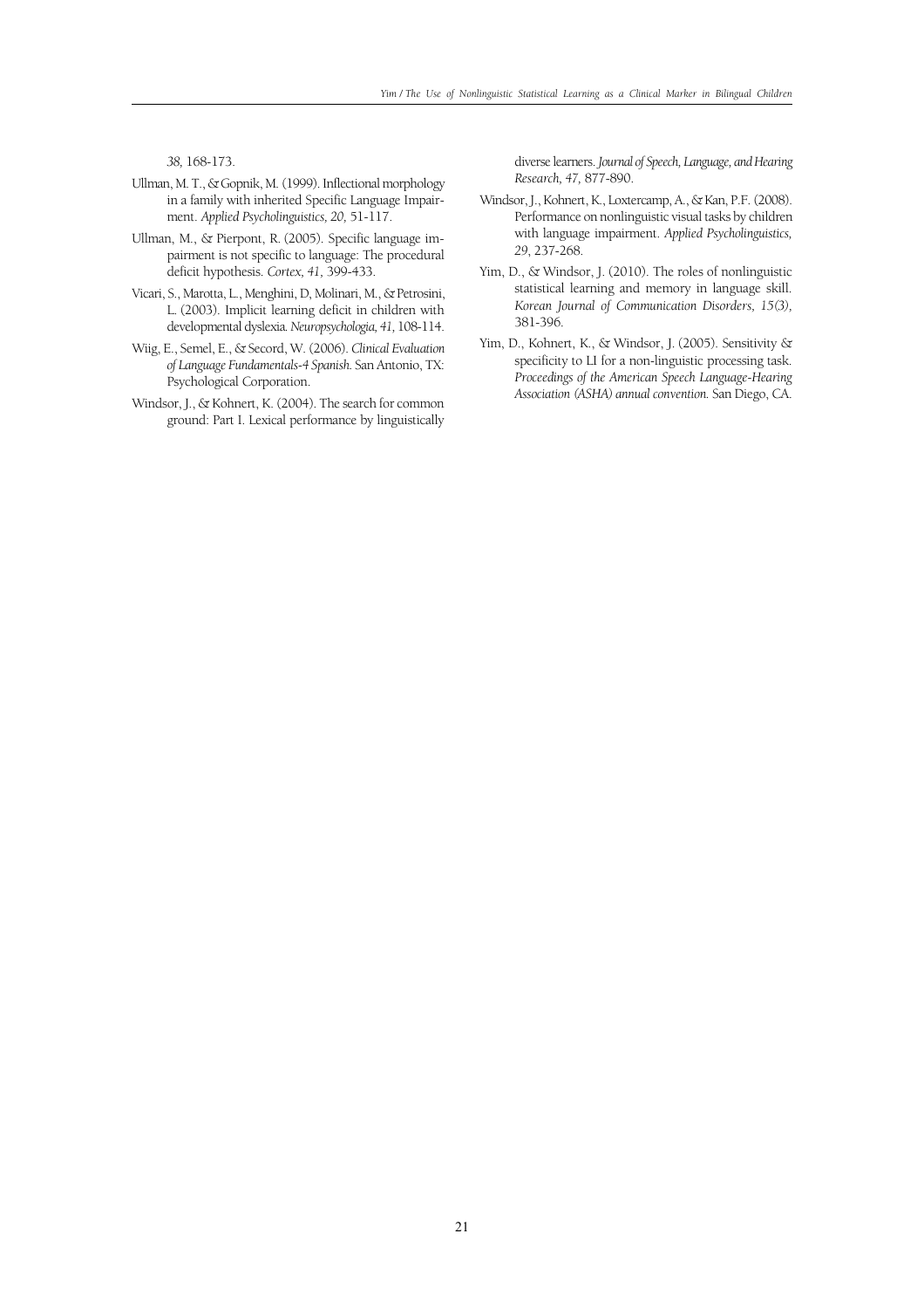*38,* 168-173.

Ullman, M. T., & Gopnik, M. (1999). Inflectional morphology in a family with inherited Specific Language Impairment. *Applied Psycholinguistics, 20,* 51-117.

Ullman, M., & Pierpont, R. (2005). Specific language impairment is not specific to language: The procedural deficit hypothesis. *Cortex, 41,* 399-433.

Vicari, S., Marotta, L., Menghini, D, Molinari, M., & Petrosini, L. (2003). Implicit learning deficit in children with developmental dyslexia. *Neuropsychologia, 41,* 108-114.

Wiig, E., Semel, E., & Secord, W. (2006). *Clinical Evaluation of Language Fundamentals-4 Spanish.* San Antonio, TX: Psychological Corporation.

Windsor, J., & Kohnert, K. (2004). The search for common ground: Part I. Lexical performance by linguistically diverse learners. *Journal of Speech, Language, and Hearing Research, 47,* 877-890.

Windsor, J., Kohnert, K., Loxtercamp, A., & Kan, P.F. (2008). Performance on nonlinguistic visual tasks by children with language impairment. *Applied Psycholinguistics, 29*, 237-268.

Yim, D., & Windsor, J. (2010). The roles of nonlinguistic statistical learning and memory in language skill. *Korean Journal of Communication Disorders, 15(3),* 381-396.

Yim, D., Kohnert, K., & Windsor, J. (2005). Sensitivity & specificity to LI for a non-linguistic processing task. *Proceedings of the American Speech Language-Hearing Association (ASHA) annual convention.* San Diego, CA.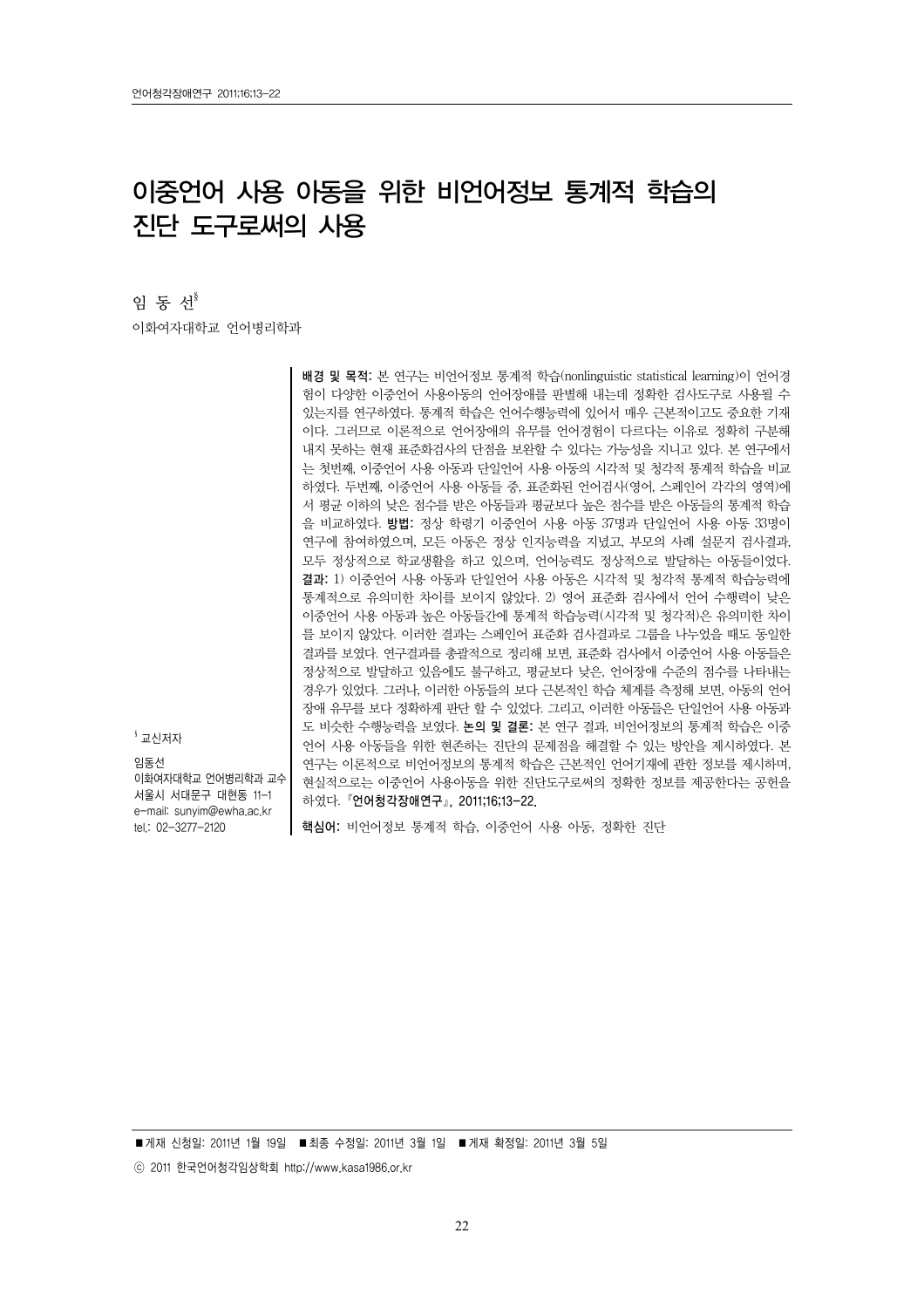# 이중언어 사용 아동을 위한 비언어정보 통계적 학습의 진단 도구로써의 사용

임 동 선[§]

이화여자대학교 언어병리학과

**배경 및 목적:** 본 연구는 비언어정보 통계적 학습(nonlinguistic statistical learning)이 언어경험이 다양한 이중언어 사용아동의 언어장애를 판별해 내는데 정확한 검사도구로 사용될 수 있는지를 연구하였다. 통계적 학습은 언어수행능력에 있어서 매우 근본적이고도 중요한 기재이다. 그러므로 이론적으로 언어장애의 유무를 언어경험이 다르다는 이유로 정확히 구분해 내지 못하는 현재 표준화검사의 단점을 보완할 수 있다는 가능성을 지니고 있다. 본 연구에서는 첫번째, 이중언어 사용 아동과 단일언어 사용 아동의 시각적 및 청각적 통계적 학습을 비교하였다. 두번째, 이중언어 사용 아동들 중, 표준화된 언어검사(영어, 스페인어 각각의 영역)에서 평균 이하의 낮은 점수를 받은 아동들과 평균보다 높은 점수를 받은 아동들의 통계적 학습을 비교하였다. **방법:** 정상 학령기 이중언어 사용 아동 37명과 단일언어 사용 아동 33명이 연구에 참여하였으며, 모든 아동은 정상 인지능력을 지녔고, 부모의 사례 설문지 검사결과, 모두 정상적으로 학교생활을 하고 있으며, 언어능력도 정상적으로 발달하는 아동들이었다. **결과:** 1) 이중언어 사용 아동과 단일언어 사용 아동은 시각적 및 청각적 통계적 학습능력에 통계적으로 유의미한 차이를 보이지 않았다. 2) 영어 표준화 검사에서 언어 수행력이 낮은 이중언어 사용 아동과 높은 아동들간에 통계적 학습능력(시각적 및 청각적)은 유의미한 차이를 보이지 않았다. 이러한 결과는 스페인어 표준화 검사결과로 그룹을 나누었을 때도 동일한 결과를 보였다. 연구결과를 총괄적으로 정리해 보면, 표준화 검사에서 이중언어 사용 아동들은 정상적으로 발달하고 있음에도 불구하고, 평균보다 낮은, 언어장애 수준의 점수를 나타내는 경우가 있었다. 그러나, 이러한 아동들의 보다 근본적인 학습 체계를 측정해 보면, 아동의 언어장애 유무를 보다 정확하게 판단 할 수 있었다. 그리고, 이러한 아동들은 단일언어 사용 아동과도 비슷한 수행능력을 보였다. **논의 및 결론:** 본 연구 결과, 비언어정보의 통계적 학습은 이중언어 사용 아동들을 위한 현존하는 진단의 문제점을 해결할 수 있는 방안을 제시하였다. 본 연구는 이론적으로 비언어정보의 통계적 학습은 근본적인 언어기재에 관한 정보를 제시하며, 현실적으로는 이중언어 사용아동을 위한 진단도구로써의 정확한 정보를 제공한다는 공헌을 하였다. 『**언어청각장애연구**』, 2011;16;13-22.

**핵심어:** 비언어정보 통계적 학습, 이중언어 사용 아동, 정확한 진단

[§] 교신저자

임동선
이화여자대학교 언어병리학과 교수
서울시 서대문구 대현동 11-1
e-mail: sunyim@ewha.ac.kr
tel.: 02-3277-2120

■ 게재 신청일: 2011년 1월 19일 ■ 최종 수정일: 2011년 3월 1일 ■ 게재 확정일: 2011년 3월 5일

ⓒ 2011 한국언어청각임상학회 http://www.kasa1986.or.kr